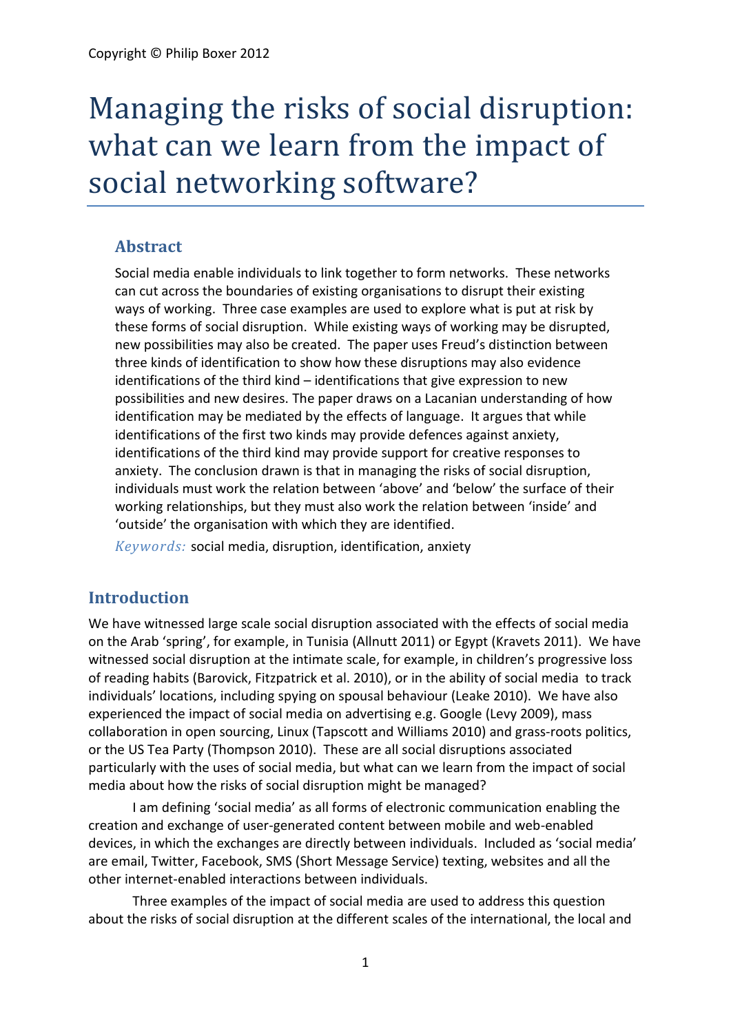Copyright © Philip Boxer 2012

# Managing the risks of social disruption: what can we learn from the impact of social networking software?

## Abstract

Social media enable individuals to link together to form networks. These networks can cut across the boundaries of existing organisations to disrupt their existing ways of working. Three case examples are used to explore what is put at risk by these forms of social disruption. While existing ways of working may be disrupted, new possibilities may also be created. The paper uses Freud's distinction between three kinds of identification to show how these disruptions may also evidence identifications of the third kind – identifications that give expression to new possibilities and new desires. The paper draws on a Lacanian understanding of how identification may be mediated by the effects of language. It argues that while identifications of the first two kinds may provide defences against anxiety, identifications of the third kind may provide support for creative responses to anxiety. The conclusion drawn is that in managing the risks of social disruption, individuals must work the relation between 'above' and 'below' the surface of their working relationships, but they must also work the relation between 'inside' and 'outside' the organisation with which they are identified.

*Keywords:* social media, disruption, identification, anxiety

## Introduction

We have witnessed large scale social disruption associated with the effects of social media on the Arab 'spring', for example, in Tunisia (Allnutt 2011) or Egypt (Kravets 2011). We have witnessed social disruption at the intimate scale, for example, in children's progressive loss of reading habits (Barovick, Fitzpatrick et al. 2010), or in the ability of social media to track individuals' locations, including spying on spousal behaviour (Leake 2010). We have also experienced the impact of social media on advertising e.g. Google (Levy 2009), mass collaboration in open sourcing, Linux (Tapscott and Williams 2010) and grass-roots politics, or the US Tea Party (Thompson 2010). These are all social disruptions associated particularly with the uses of social media, but what can we learn from the impact of social media about how the risks of social disruption might be managed?

I am defining 'social media' as all forms of electronic communication enabling the creation and exchange of user-generated content between mobile and web-enabled devices, in which the exchanges are directly between individuals. Included as 'social media' are email, Twitter, Facebook, SMS (Short Message Service) texting, websites and all the other internet-enabled interactions between individuals.

Three examples of the impact of social media are used to address this question about the risks of social disruption at the different scales of the international, the local and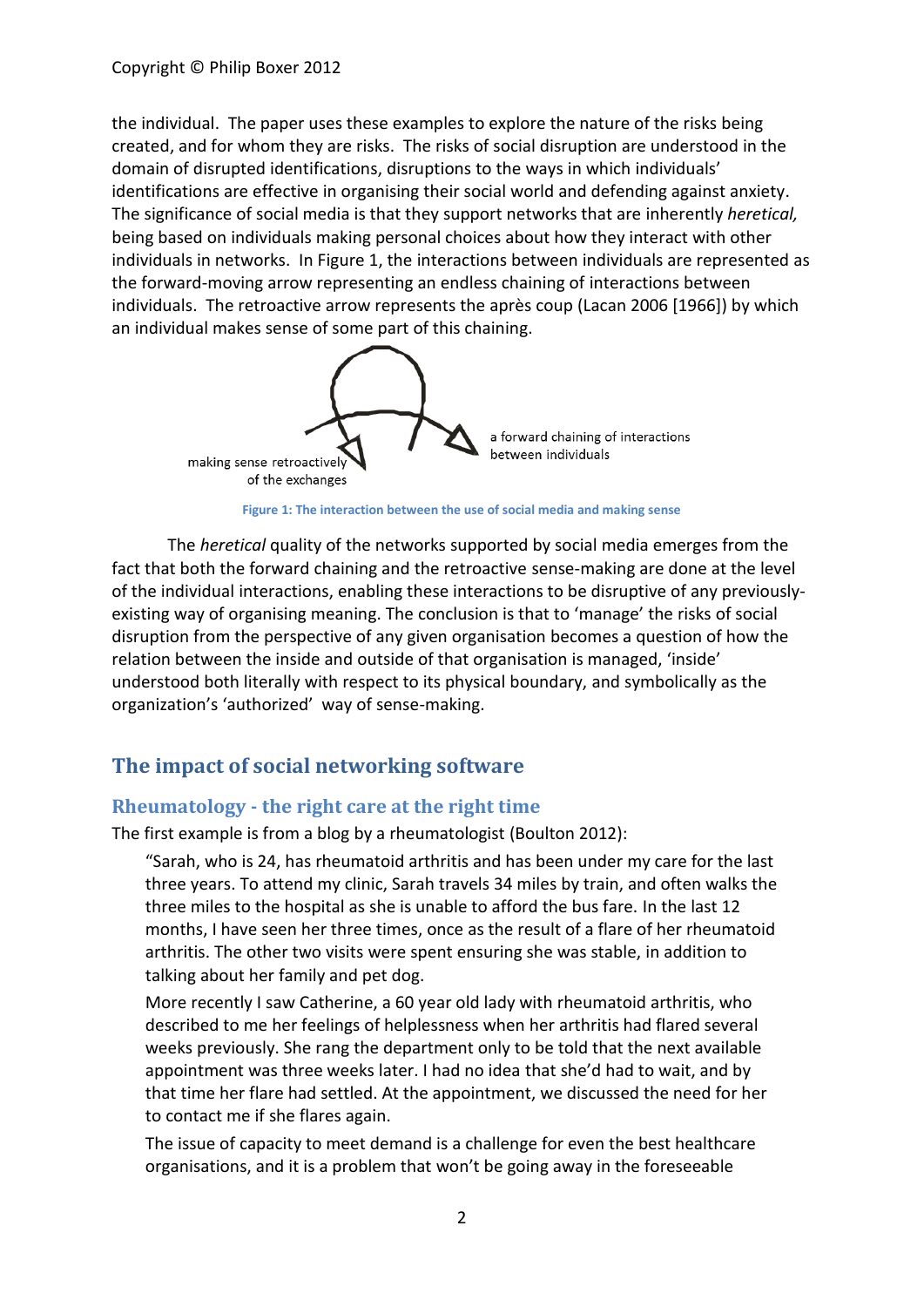the individual. The paper uses these examples to explore the nature of the risks being created, and for whom they are risks. The risks of social disruption are understood in the domain of disrupted identifications, disruptions to the ways in which individuals' identifications are effective in organising their social world and defending against anxiety. The significance of social media is that they support networks that are inherently *heretical,* being based on individuals making personal choices about how they interact with other individuals in networks. In Figure 1, the interactions between individuals are represented as the forward-moving arrow representing an endless chaining of interactions between individuals. The retroactive arrow represents the après coup (Lacan 2006 [1966]) by which an individual makes sense of some part of this chaining.

making sense retroactively of the exchanges

a forward chaining of interactions between individuals

**Figure 1: The interaction between the use of social media and making sense**

The *heretical* quality of the networks supported by social media emerges from the fact that both the forward chaining and the retroactive sense-making are done at the level of the individual interactions, enabling these interactions to be disruptive of any previously-existing way of organising meaning. The conclusion is that to 'manage' the risks of social disruption from the perspective of any given organisation becomes a question of how the relation between the inside and outside of that organisation is managed, 'inside' understood both literally with respect to its physical boundary, and symbolically as the organization's 'authorized' way of sense-making.

## The impact of social networking software

### Rheumatology - the right care at the right time

The first example is from a blog by a rheumatologist (Boulton 2012):

> "Sarah, who is 24, has rheumatoid arthritis and has been under my care for the last three years. To attend my clinic, Sarah travels 34 miles by train, and often walks the three miles to the hospital as she is unable to afford the bus fare. In the last 12 months, I have seen her three times, once as the result of a flare of her rheumatoid arthritis. The other two visits were spent ensuring she was stable, in addition to talking about her family and pet dog.
>
> More recently I saw Catherine, a 60 year old lady with rheumatoid arthritis, who described to me her feelings of helplessness when her arthritis had flared several weeks previously. She rang the department only to be told that the next available appointment was three weeks later. I had no idea that she'd had to wait, and by that time her flare had settled. At the appointment, we discussed the need for her to contact me if she flares again.
>
> The issue of capacity to meet demand is a challenge for even the best healthcare organisations, and it is a problem that won't be going away in the foreseeable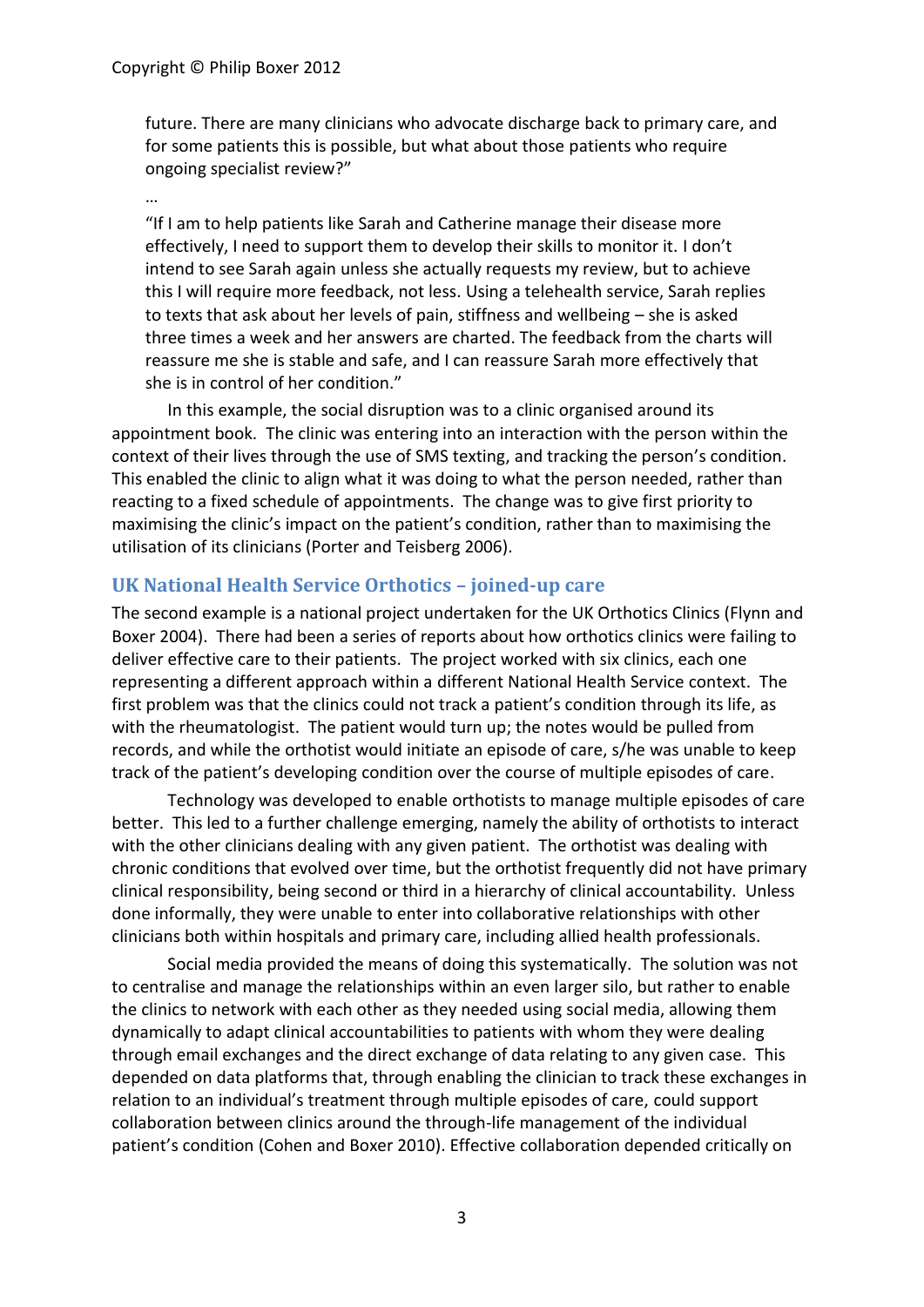future. There are many clinicians who advocate discharge back to primary care, and for some patients this is possible, but what about those patients who require ongoing specialist review?"

…

"If I am to help patients like Sarah and Catherine manage their disease more effectively, I need to support them to develop their skills to monitor it. I don't intend to see Sarah again unless she actually requests my review, but to achieve this I will require more feedback, not less. Using a telehealth service, Sarah replies to texts that ask about her levels of pain, stiffness and wellbeing – she is asked three times a week and her answers are charted. The feedback from the charts will reassure me she is stable and safe, and I can reassure Sarah more effectively that she is in control of her condition."

In this example, the social disruption was to a clinic organised around its appointment book. The clinic was entering into an interaction with the person within the context of their lives through the use of SMS texting, and tracking the person's condition. This enabled the clinic to align what it was doing to what the person needed, rather than reacting to a fixed schedule of appointments. The change was to give first priority to maximising the clinic's impact on the patient's condition, rather than to maximising the utilisation of its clinicians (Porter and Teisberg 2006).

## UK National Health Service Orthotics – joined-up care

The second example is a national project undertaken for the UK Orthotics Clinics (Flynn and Boxer 2004). There had been a series of reports about how orthotics clinics were failing to deliver effective care to their patients. The project worked with six clinics, each one representing a different approach within a different National Health Service context. The first problem was that the clinics could not track a patient's condition through its life, as with the rheumatologist. The patient would turn up; the notes would be pulled from records, and while the orthotist would initiate an episode of care, s/he was unable to keep track of the patient's developing condition over the course of multiple episodes of care.

Technology was developed to enable orthotists to manage multiple episodes of care better. This led to a further challenge emerging, namely the ability of orthotists to interact with the other clinicians dealing with any given patient. The orthotist was dealing with chronic conditions that evolved over time, but the orthotist frequently did not have primary clinical responsibility, being second or third in a hierarchy of clinical accountability. Unless done informally, they were unable to enter into collaborative relationships with other clinicians both within hospitals and primary care, including allied health professionals.

Social media provided the means of doing this systematically. The solution was not to centralise and manage the relationships within an even larger silo, but rather to enable the clinics to network with each other as they needed using social media, allowing them dynamically to adapt clinical accountabilities to patients with whom they were dealing through email exchanges and the direct exchange of data relating to any given case. This depended on data platforms that, through enabling the clinician to track these exchanges in relation to an individual's treatment through multiple episodes of care, could support collaboration between clinics around the through-life management of the individual patient's condition (Cohen and Boxer 2010). Effective collaboration depended critically on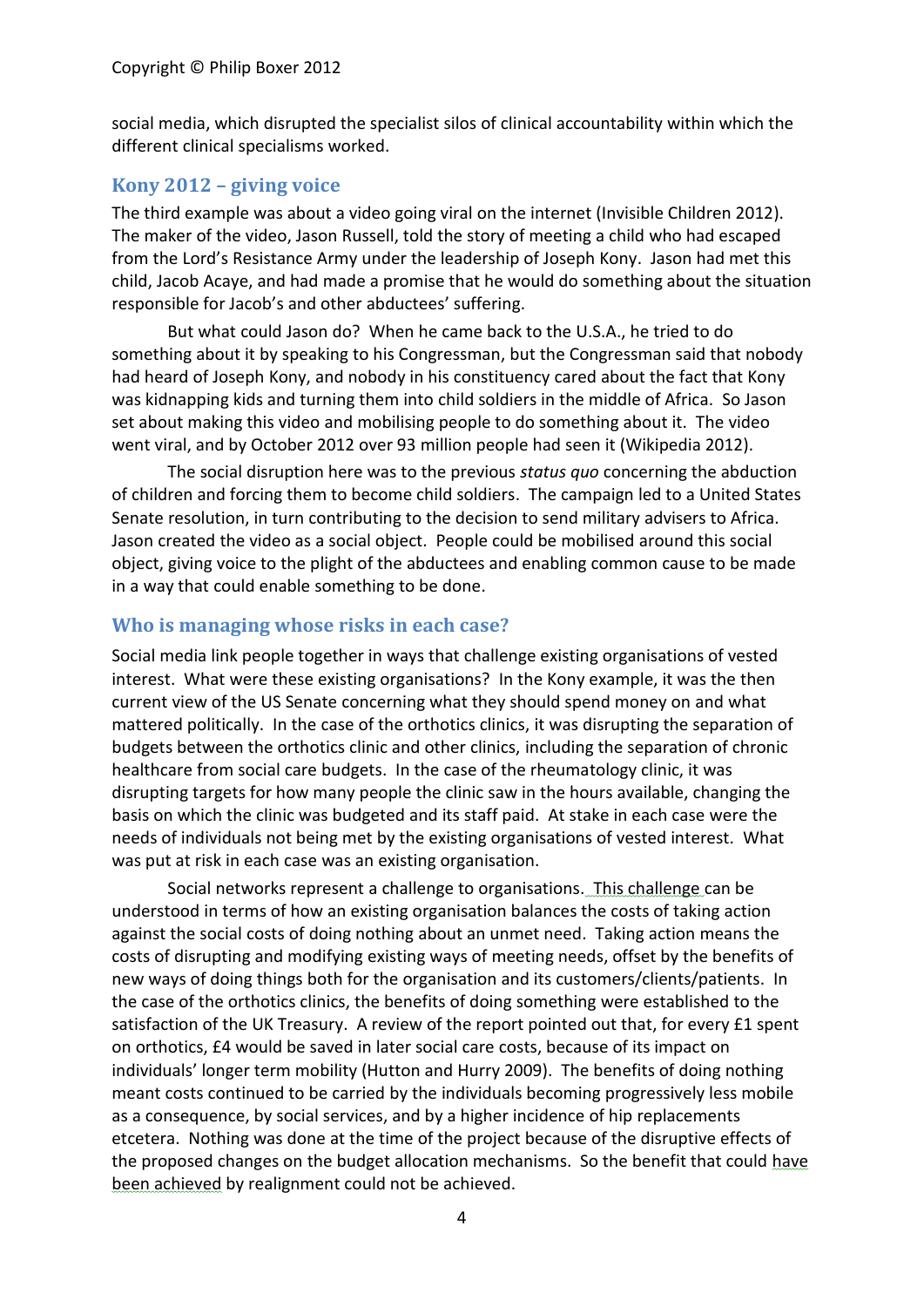social media, which disrupted the specialist silos of clinical accountability within which the different clinical specialisms worked.

## Kony 2012 – giving voice

The third example was about a video going viral on the internet (Invisible Children 2012). The maker of the video, Jason Russell, told the story of meeting a child who had escaped from the Lord's Resistance Army under the leadership of Joseph Kony. Jason had met this child, Jacob Acaye, and had made a promise that he would do something about the situation responsible for Jacob's and other abductees' suffering.

But what could Jason do? When he came back to the U.S.A., he tried to do something about it by speaking to his Congressman, but the Congressman said that nobody had heard of Joseph Kony, and nobody in his constituency cared about the fact that Kony was kidnapping kids and turning them into child soldiers in the middle of Africa. So Jason set about making this video and mobilising people to do something about it. The video went viral, and by October 2012 over 93 million people had seen it (Wikipedia 2012).

The social disruption here was to the previous *status quo* concerning the abduction of children and forcing them to become child soldiers. The campaign led to a United States Senate resolution, in turn contributing to the decision to send military advisers to Africa. Jason created the video as a social object. People could be mobilised around this social object, giving voice to the plight of the abductees and enabling common cause to be made in a way that could enable something to be done.

## Who is managing whose risks in each case?

Social media link people together in ways that challenge existing organisations of vested interest. What were these existing organisations? In the Kony example, it was the then current view of the US Senate concerning what they should spend money on and what mattered politically. In the case of the orthotics clinics, it was disrupting the separation of budgets between the orthotics clinic and other clinics, including the separation of chronic healthcare from social care budgets. In the case of the rheumatology clinic, it was disrupting targets for how many people the clinic saw in the hours available, changing the basis on which the clinic was budgeted and its staff paid. At stake in each case were the needs of individuals not being met by the existing organisations of vested interest. What was put at risk in each case was an existing organisation.

Social networks represent a challenge to organisations. This challenge can be understood in terms of how an existing organisation balances the costs of taking action against the social costs of doing nothing about an unmet need. Taking action means the costs of disrupting and modifying existing ways of meeting needs, offset by the benefits of new ways of doing things both for the organisation and its customers/clients/patients. In the case of the orthotics clinics, the benefits of doing something were established to the satisfaction of the UK Treasury. A review of the report pointed out that, for every £1 spent on orthotics, £4 would be saved in later social care costs, because of its impact on individuals' longer term mobility (Hutton and Hurry 2009). The benefits of doing nothing meant costs continued to be carried by the individuals becoming progressively less mobile as a consequence, by social services, and by a higher incidence of hip replacements etcetera. Nothing was done at the time of the project because of the disruptive effects of the proposed changes on the budget allocation mechanisms. So the benefit that could have been achieved by realignment could not be achieved.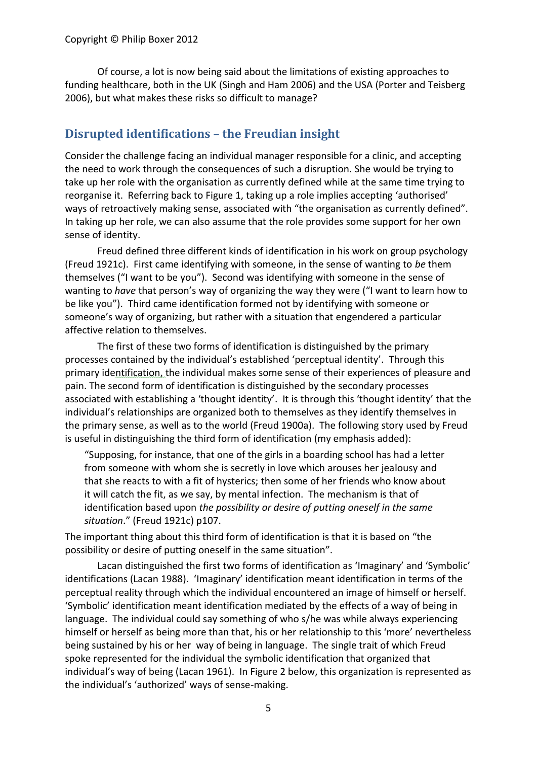Of course, a lot is now being said about the limitations of existing approaches to funding healthcare, both in the UK (Singh and Ham 2006) and the USA (Porter and Teisberg 2006), but what makes these risks so difficult to manage?

## Disrupted identifications – the Freudian insight

Consider the challenge facing an individual manager responsible for a clinic, and accepting the need to work through the consequences of such a disruption. She would be trying to take up her role with the organisation as currently defined while at the same time trying to reorganise it. Referring back to Figure 1, taking up a role implies accepting 'authorised' ways of retroactively making sense, associated with "the organisation as currently defined". In taking up her role, we can also assume that the role provides some support for her own sense of identity.

Freud defined three different kinds of identification in his work on group psychology (Freud 1921c). First came identifying with someone, in the sense of wanting to *be* them themselves ("I want to be you"). Second was identifying with someone in the sense of wanting to *have* that person's way of organizing the way they were ("I want to learn how to be like you"). Third came identification formed not by identifying with someone or someone's way of organizing, but rather with a situation that engendered a particular affective relation to themselves.

The first of these two forms of identification is distinguished by the primary processes contained by the individual's established 'perceptual identity'. Through this primary identification, the individual makes some sense of their experiences of pleasure and pain. The second form of identification is distinguished by the secondary processes associated with establishing a 'thought identity'. It is through this 'thought identity' that the individual's relationships are organized both to themselves as they identify themselves in the primary sense, as well as to the world (Freud 1900a). The following story used by Freud is useful in distinguishing the third form of identification (my emphasis added):

> "Supposing, for instance, that one of the girls in a boarding school has had a letter from someone with whom she is secretly in love which arouses her jealousy and that she reacts to with a fit of hysterics; then some of her friends who know about it will catch the fit, as we say, by mental infection. The mechanism is that of identification based upon *the possibility or desire of putting oneself in the same situation*." (Freud 1921c) p107.

The important thing about this third form of identification is that it is based on "the possibility or desire of putting oneself in the same situation".

Lacan distinguished the first two forms of identification as 'Imaginary' and 'Symbolic' identifications (Lacan 1988). 'Imaginary' identification meant identification in terms of the perceptual reality through which the individual encountered an image of himself or herself. 'Symbolic' identification meant identification mediated by the effects of a way of being in language. The individual could say something of who s/he was while always experiencing himself or herself as being more than that, his or her relationship to this 'more' nevertheless being sustained by his or her way of being in language. The single trait of which Freud spoke represented for the individual the symbolic identification that organized that individual's way of being (Lacan 1961). In Figure 2 below, this organization is represented as the individual's 'authorized' ways of sense-making.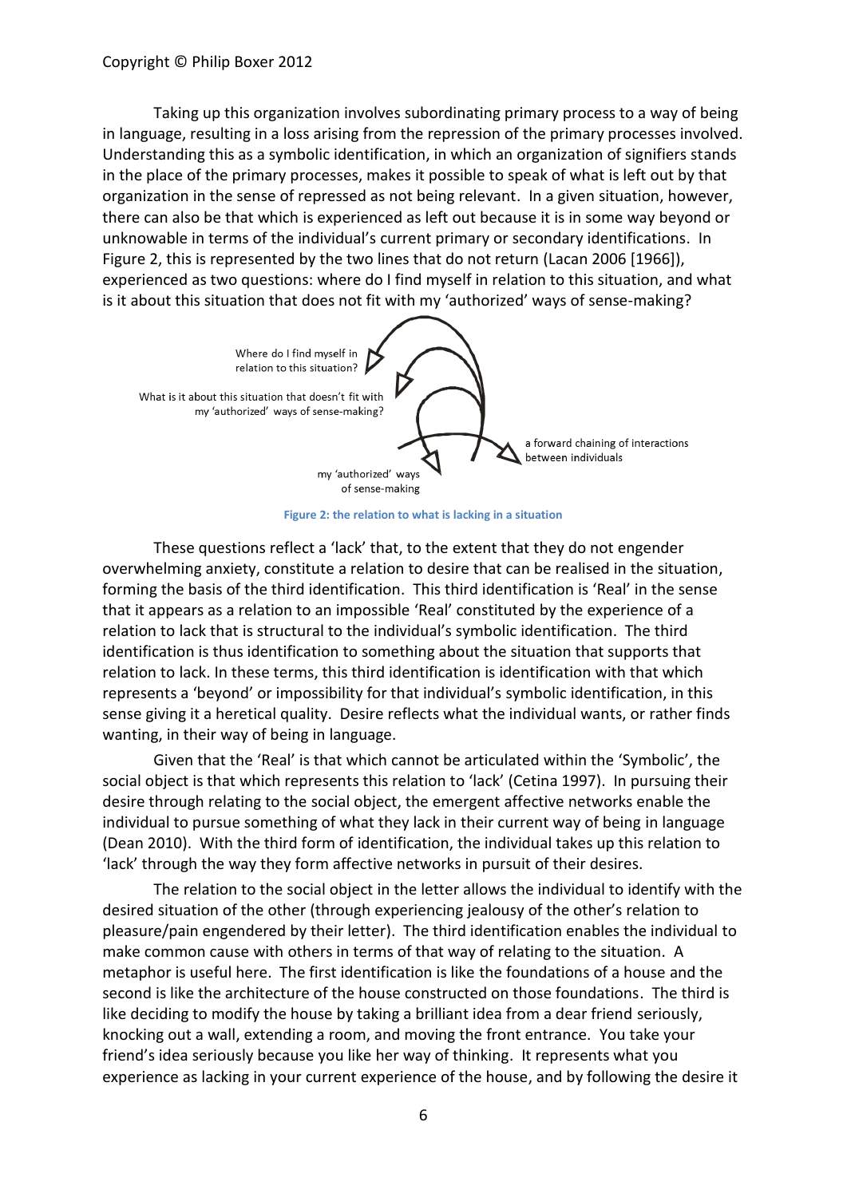Taking up this organization involves subordinating primary process to a way of being in language, resulting in a loss arising from the repression of the primary processes involved. Understanding this as a symbolic identification, in which an organization of signifiers stands in the place of the primary processes, makes it possible to speak of what is left out by that organization in the sense of repressed as not being relevant. In a given situation, however, there can also be that which is experienced as left out because it is in some way beyond or unknowable in terms of the individual's current primary or secondary identifications. In Figure 2, this is represented by the two lines that do not return (Lacan 2006 [1966]), experienced as two questions: where do I find myself in relation to this situation, and what is it about this situation that does not fit with my 'authorized' ways of sense-making?

Where do I find myself in relation to this situation?

What is it about this situation that doesn't fit with my 'authorized' ways of sense-making?

a forward chaining of interactions between individuals

my 'authorized' ways of sense-making

**Figure 2: the relation to what is lacking in a situation**

These questions reflect a 'lack' that, to the extent that they do not engender overwhelming anxiety, constitute a relation to desire that can be realised in the situation, forming the basis of the third identification. This third identification is 'Real' in the sense that it appears as a relation to an impossible 'Real' constituted by the experience of a relation to lack that is structural to the individual's symbolic identification. The third identification is thus identification to something about the situation that supports that relation to lack. In these terms, this third identification is identification with that which represents a 'beyond' or impossibility for that individual's symbolic identification, in this sense giving it a heretical quality. Desire reflects what the individual wants, or rather finds wanting, in their way of being in language.

Given that the 'Real' is that which cannot be articulated within the 'Symbolic', the social object is that which represents this relation to 'lack' (Cetina 1997). In pursuing their desire through relating to the social object, the emergent affective networks enable the individual to pursue something of what they lack in their current way of being in language (Dean 2010). With the third form of identification, the individual takes up this relation to 'lack' through the way they form affective networks in pursuit of their desires.

The relation to the social object in the letter allows the individual to identify with the desired situation of the other (through experiencing jealousy of the other's relation to pleasure/pain engendered by their letter). The third identification enables the individual to make common cause with others in terms of that way of relating to the situation. A metaphor is useful here. The first identification is like the foundations of a house and the second is like the architecture of the house constructed on those foundations. The third is like deciding to modify the house by taking a brilliant idea from a dear friend seriously, knocking out a wall, extending a room, and moving the front entrance. You take your friend's idea seriously because you like her way of thinking. It represents what you experience as lacking in your current experience of the house, and by following the desire it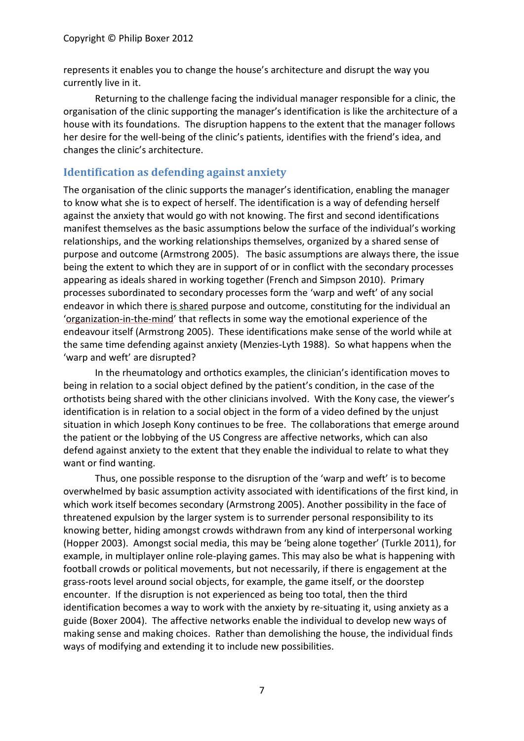represents it enables you to change the house's architecture and disrupt the way you currently live in it.

Returning to the challenge facing the individual manager responsible for a clinic, the organisation of the clinic supporting the manager's identification is like the architecture of a house with its foundations. The disruption happens to the extent that the manager follows her desire for the well-being of the clinic's patients, identifies with the friend's idea, and changes the clinic's architecture.

## Identification as defending against anxiety

The organisation of the clinic supports the manager's identification, enabling the manager to know what she is to expect of herself. The identification is a way of defending herself against the anxiety that would go with not knowing. The first and second identifications manifest themselves as the basic assumptions below the surface of the individual's working relationships, and the working relationships themselves, organized by a shared sense of purpose and outcome (Armstrong 2005). The basic assumptions are always there, the issue being the extent to which they are in support of or in conflict with the secondary processes appearing as ideals shared in working together (French and Simpson 2010). Primary processes subordinated to secondary processes form the 'warp and weft' of any social endeavor in which there is shared purpose and outcome, constituting for the individual an 'organization-in-the-mind' that reflects in some way the emotional experience of the endeavour itself (Armstrong 2005). These identifications make sense of the world while at the same time defending against anxiety (Menzies-Lyth 1988). So what happens when the 'warp and weft' are disrupted?

In the rheumatology and orthotics examples, the clinician's identification moves to being in relation to a social object defined by the patient's condition, in the case of the orthotists being shared with the other clinicians involved. With the Kony case, the viewer's identification is in relation to a social object in the form of a video defined by the unjust situation in which Joseph Kony continues to be free. The collaborations that emerge around the patient or the lobbying of the US Congress are affective networks, which can also defend against anxiety to the extent that they enable the individual to relate to what they want or find wanting.

Thus, one possible response to the disruption of the 'warp and weft' is to become overwhelmed by basic assumption activity associated with identifications of the first kind, in which work itself becomes secondary (Armstrong 2005). Another possibility in the face of threatened expulsion by the larger system is to surrender personal responsibility to its knowing better, hiding amongst crowds withdrawn from any kind of interpersonal working (Hopper 2003). Amongst social media, this may be 'being alone together' (Turkle 2011), for example, in multiplayer online role-playing games. This may also be what is happening with football crowds or political movements, but not necessarily, if there is engagement at the grass-roots level around social objects, for example, the game itself, or the doorstep encounter. If the disruption is not experienced as being too total, then the third identification becomes a way to work with the anxiety by re-situating it, using anxiety as a guide (Boxer 2004). The affective networks enable the individual to develop new ways of making sense and making choices. Rather than demolishing the house, the individual finds ways of modifying and extending it to include new possibilities.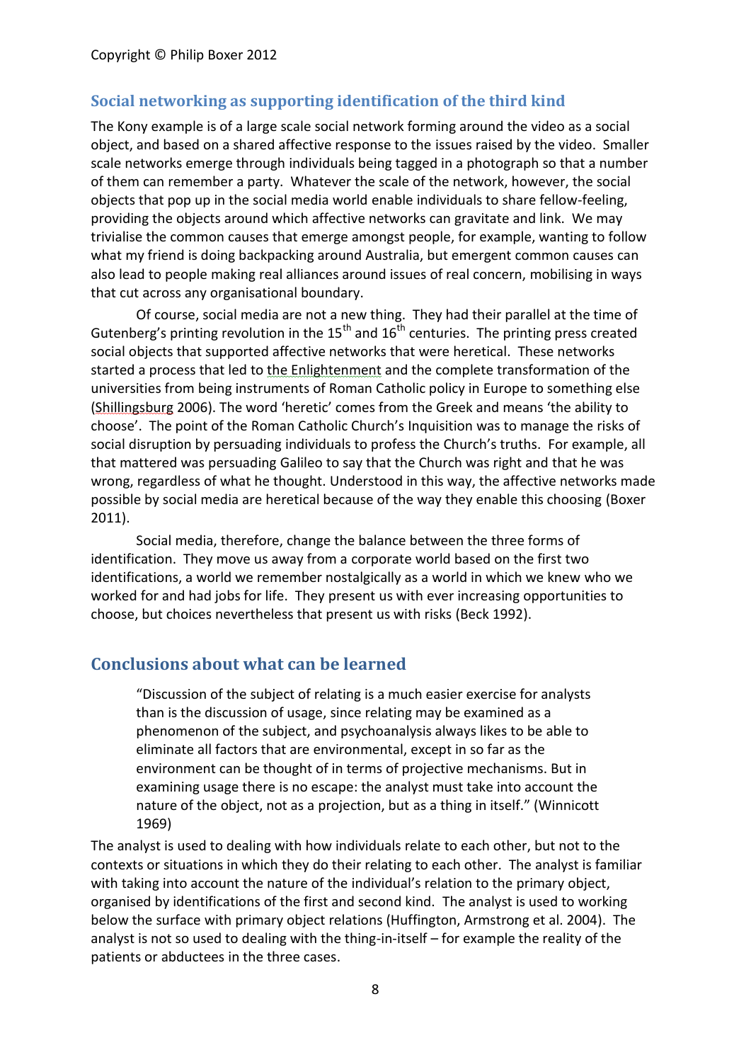## Social networking as supporting identification of the third kind

The Kony example is of a large scale social network forming around the video as a social object, and based on a shared affective response to the issues raised by the video. Smaller scale networks emerge through individuals being tagged in a photograph so that a number of them can remember a party. Whatever the scale of the network, however, the social objects that pop up in the social media world enable individuals to share fellow-feeling, providing the objects around which affective networks can gravitate and link. We may trivialise the common causes that emerge amongst people, for example, wanting to follow what my friend is doing backpacking around Australia, but emergent common causes can also lead to people making real alliances around issues of real concern, mobilising in ways that cut across any organisational boundary.

Of course, social media are not a new thing. They had their parallel at the time of Gutenberg's printing revolution in the 15th and 16th centuries. The printing press created social objects that supported affective networks that were heretical. These networks started a process that led to the Enlightenment and the complete transformation of the universities from being instruments of Roman Catholic policy in Europe to something else (Shillingsburg 2006). The word 'heretic' comes from the Greek and means 'the ability to choose'. The point of the Roman Catholic Church's Inquisition was to manage the risks of social disruption by persuading individuals to profess the Church's truths. For example, all that mattered was persuading Galileo to say that the Church was right and that he was wrong, regardless of what he thought. Understood in this way, the affective networks made possible by social media are heretical because of the way they enable this choosing (Boxer 2011).

Social media, therefore, change the balance between the three forms of identification. They move us away from a corporate world based on the first two identifications, a world we remember nostalgically as a world in which we knew who we worked for and had jobs for life. They present us with ever increasing opportunities to choose, but choices nevertheless that present us with risks (Beck 1992).

## Conclusions about what can be learned

> "Discussion of the subject of relating is a much easier exercise for analysts than is the discussion of usage, since relating may be examined as a phenomenon of the subject, and psychoanalysis always likes to be able to eliminate all factors that are environmental, except in so far as the environment can be thought of in terms of projective mechanisms. But in examining usage there is no escape: the analyst must take into account the nature of the object, not as a projection, but as a thing in itself." (Winnicott 1969)

The analyst is used to dealing with how individuals relate to each other, but not to the contexts or situations in which they do their relating to each other. The analyst is familiar with taking into account the nature of the individual's relation to the primary object, organised by identifications of the first and second kind. The analyst is used to working below the surface with primary object relations (Huffington, Armstrong et al. 2004). The analyst is not so used to dealing with the thing-in-itself – for example the reality of the patients or abductees in the three cases.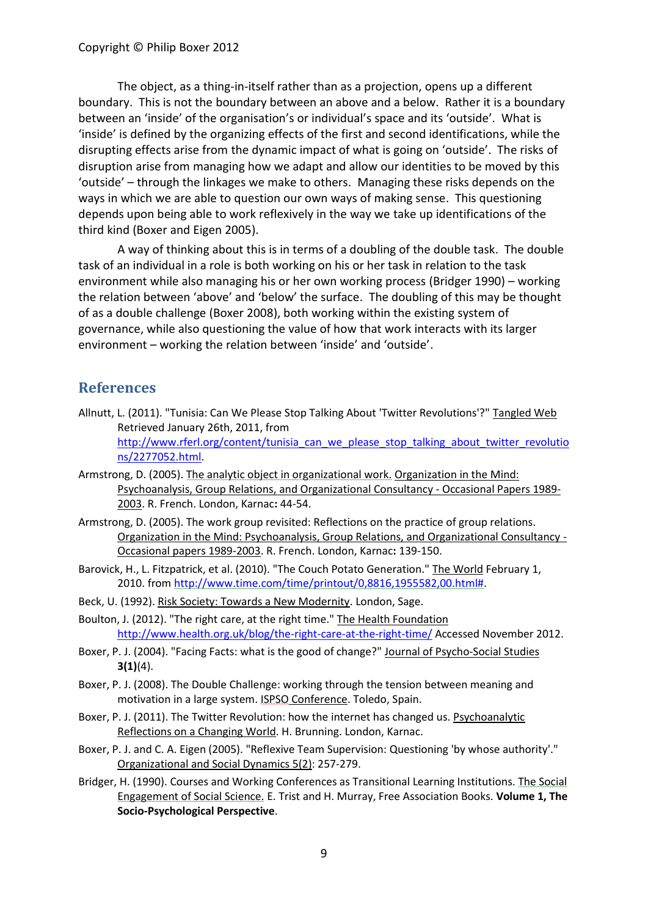The object, as a thing-in-itself rather than as a projection, opens up a different boundary. This is not the boundary between an above and a below. Rather it is a boundary between an 'inside' of the organisation's or individual's space and its 'outside'. What is 'inside' is defined by the organizing effects of the first and second identifications, while the disrupting effects arise from the dynamic impact of what is going on 'outside'. The risks of disruption arise from managing how we adapt and allow our identities to be moved by this 'outside' – through the linkages we make to others. Managing these risks depends on the ways in which we are able to question our own ways of making sense. This questioning depends upon being able to work reflexively in the way we take up identifications of the third kind (Boxer and Eigen 2005).

A way of thinking about this is in terms of a doubling of the double task. The double task of an individual in a role is both working on his or her task in relation to the task environment while also managing his or her own working process (Bridger 1990) – working the relation between 'above' and 'below' the surface. The doubling of this may be thought of as a double challenge (Boxer 2008), both working within the existing system of governance, while also questioning the value of how that work interacts with its larger environment – working the relation between 'inside' and 'outside'.

## References

Allnutt, L. (2011). "Tunisia: Can We Please Stop Talking About 'Twitter Revolutions'?" Tangled Web Retrieved January 26th, 2011, from http://www.rferl.org/content/tunisia_can_we_please_stop_talking_about_twitter_revolutions/2277052.html.

Armstrong, D. (2005). The analytic object in organizational work. Organization in the Mind: Psychoanalysis, Group Relations, and Organizational Consultancy - Occasional Papers 1989-2003. R. French. London, Karnac**:** 44-54.

Armstrong, D. (2005). The work group revisited: Reflections on the practice of group relations. Organization in the Mind: Psychoanalysis, Group Relations, and Organizational Consultancy - Occasional papers 1989-2003. R. French. London, Karnac**:** 139-150.

Barovick, H., L. Fitzpatrick, et al. (2010). "The Couch Potato Generation." The World February 1, 2010. from http://www.time.com/time/printout/0,8816,1955582,00.html#.

Beck, U. (1992). Risk Society: Towards a New Modernity. London, Sage.

Boulton, J. (2012). "The right care, at the right time." The Health Foundation http://www.health.org.uk/blog/the-right-care-at-the-right-time/ Accessed November 2012.

Boxer, P. J. (2004). "Facing Facts: what is the good of change?" Journal of Psycho-Social Studies **3(1)**(4).

Boxer, P. J. (2008). The Double Challenge: working through the tension between meaning and motivation in a large system. ISPSO Conference. Toledo, Spain.

Boxer, P. J. (2011). The Twitter Revolution: how the internet has changed us. Psychoanalytic Reflections on a Changing World. H. Brunning. London, Karnac.

Boxer, P. J. and C. A. Eigen (2005). "Reflexive Team Supervision: Questioning 'by whose authority'." Organizational and Social Dynamics 5(2): 257-279.

Bridger, H. (1990). Courses and Working Conferences as Transitional Learning Institutions. The Social Engagement of Social Science. E. Trist and H. Murray, Free Association Books. **Volume 1, The Socio-Psychological Perspective**.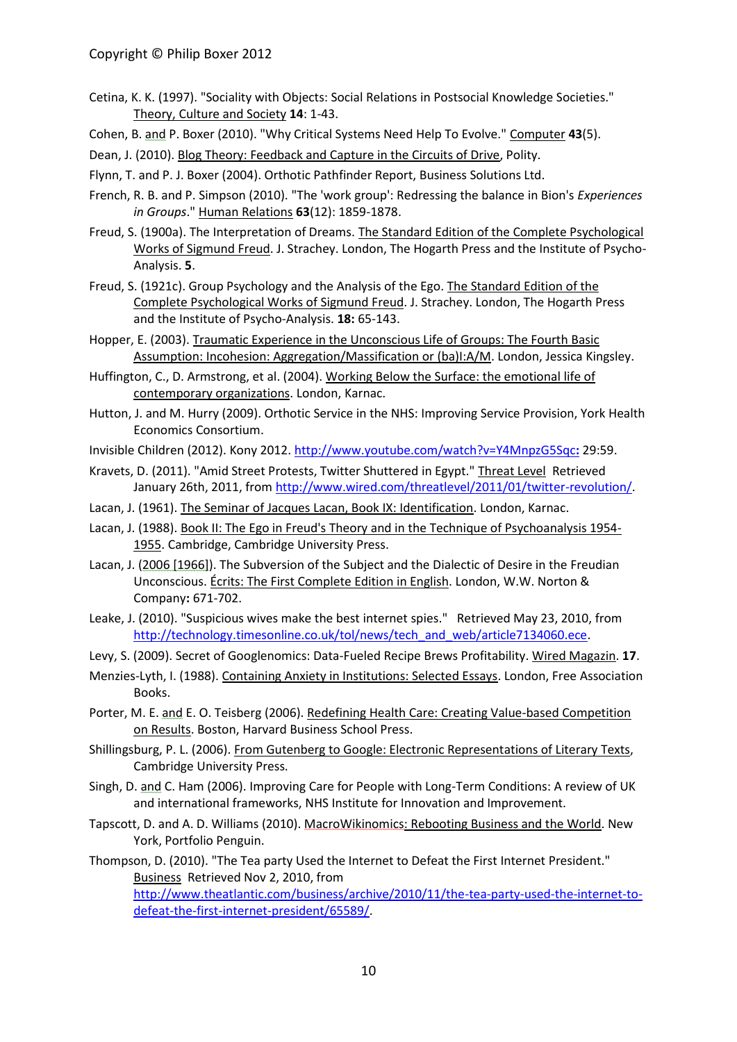Cetina, K. K. (1997). "Sociality with Objects: Social Relations in Postsocial Knowledge Societies." Theory, Culture and Society **14**: 1-43.

Cohen, B. and P. Boxer (2010). "Why Critical Systems Need Help To Evolve." Computer **43**(5).

Dean, J. (2010). Blog Theory: Feedback and Capture in the Circuits of Drive, Polity.

Flynn, T. and P. J. Boxer (2004). Orthotic Pathfinder Report, Business Solutions Ltd.

French, R. B. and P. Simpson (2010). "The 'work group': Redressing the balance in Bion's *Experiences in Groups*." Human Relations **63**(12): 1859-1878.

Freud, S. (1900a). The Interpretation of Dreams. The Standard Edition of the Complete Psychological Works of Sigmund Freud. J. Strachey. London, The Hogarth Press and the Institute of Psycho-Analysis. **5**.

Freud, S. (1921c). Group Psychology and the Analysis of the Ego. The Standard Edition of the Complete Psychological Works of Sigmund Freud. J. Strachey. London, The Hogarth Press and the Institute of Psycho-Analysis. **18:** 65-143.

Hopper, E. (2003). Traumatic Experience in the Unconscious Life of Groups: The Fourth Basic Assumption: Incohesion: Aggregation/Massification or (ba)I:A/M. London, Jessica Kingsley.

Huffington, C., D. Armstrong, et al. (2004). Working Below the Surface: the emotional life of contemporary organizations. London, Karnac.

Hutton, J. and M. Hurry (2009). Orthotic Service in the NHS: Improving Service Provision, York Health Economics Consortium.

Invisible Children (2012). Kony 2012. http://www.youtube.com/watch?v=Y4MnpzG5Sqc**:** 29:59.

Kravets, D. (2011). "Amid Street Protests, Twitter Shuttered in Egypt." Threat Level Retrieved January 26th, 2011, from http://www.wired.com/threatlevel/2011/01/twitter-revolution/.

Lacan, J. (1961). The Seminar of Jacques Lacan, Book IX: Identification. London, Karnac.

Lacan, J. (1988). Book II: The Ego in Freud's Theory and in the Technique of Psychoanalysis 1954-1955. Cambridge, Cambridge University Press.

Lacan, J. (2006 [1966]). The Subversion of the Subject and the Dialectic of Desire in the Freudian Unconscious. Écrits: The First Complete Edition in English. London, W.W. Norton & Company**:** 671-702.

Leake, J. (2010). "Suspicious wives make the best internet spies." Retrieved May 23, 2010, from http://technology.timesonline.co.uk/tol/news/tech_and_web/article7134060.ece.

Levy, S. (2009). Secret of Googlenomics: Data-Fueled Recipe Brews Profitability. Wired Magazin. **17**.

Menzies-Lyth, I. (1988). Containing Anxiety in Institutions: Selected Essays. London, Free Association Books.

Porter, M. E. and E. O. Teisberg (2006). Redefining Health Care: Creating Value-based Competition on Results. Boston, Harvard Business School Press.

Shillingsburg, P. L. (2006). From Gutenberg to Google: Electronic Representations of Literary Texts, Cambridge University Press.

Singh, D. and C. Ham (2006). Improving Care for People with Long-Term Conditions: A review of UK and international frameworks, NHS Institute for Innovation and Improvement.

Tapscott, D. and A. D. Williams (2010). MacroWikinomics: Rebooting Business and the World. New York, Portfolio Penguin.

Thompson, D. (2010). "The Tea party Used the Internet to Defeat the First Internet President." Business Retrieved Nov 2, 2010, from http://www.theatlantic.com/business/archive/2010/11/the-tea-party-used-the-internet-to-defeat-the-first-internet-president/65589/.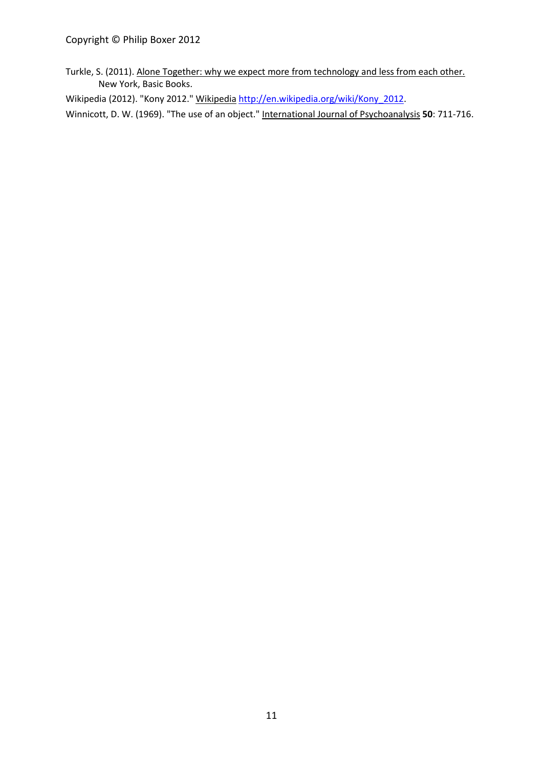Turkle, S. (2011). Alone Together: why we expect more from technology and less from each other. New York, Basic Books.

Wikipedia (2012). "Kony 2012." Wikipedia http://en.wikipedia.org/wiki/Kony_2012.

Winnicott, D. W. (1969). "The use of an object." International Journal of Psychoanalysis **50**: 711-716.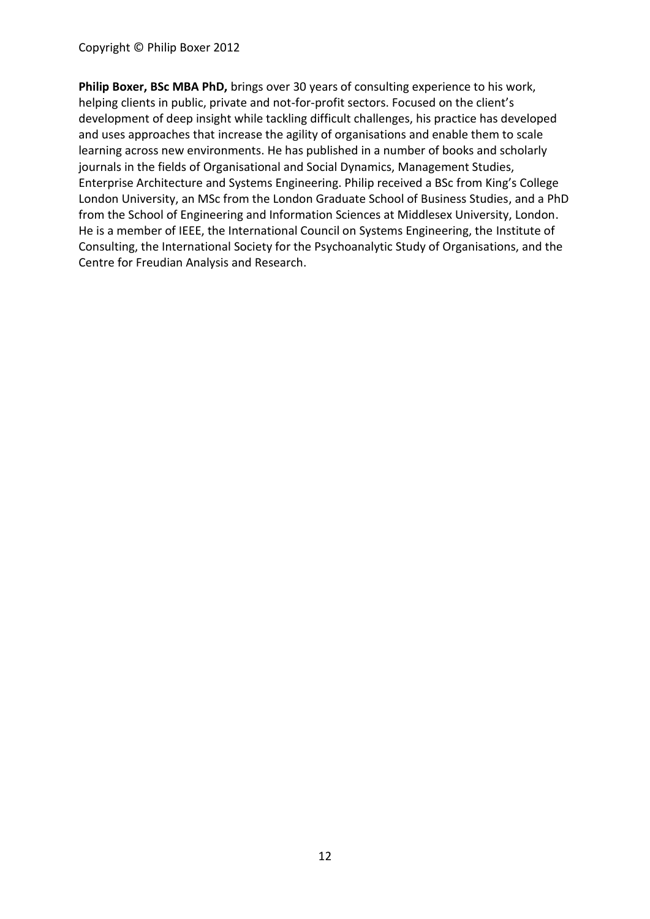Copyright © Philip Boxer 2012

**Philip Boxer, BSc MBA PhD,** brings over 30 years of consulting experience to his work, helping clients in public, private and not-for-profit sectors. Focused on the client's development of deep insight while tackling difficult challenges, his practice has developed and uses approaches that increase the agility of organisations and enable them to scale learning across new environments. He has published in a number of books and scholarly journals in the fields of Organisational and Social Dynamics, Management Studies, Enterprise Architecture and Systems Engineering. Philip received a BSc from King's College London University, an MSc from the London Graduate School of Business Studies, and a PhD from the School of Engineering and Information Sciences at Middlesex University, London. He is a member of IEEE, the International Council on Systems Engineering, the Institute of Consulting, the International Society for the Psychoanalytic Study of Organisations, and the Centre for Freudian Analysis and Research.